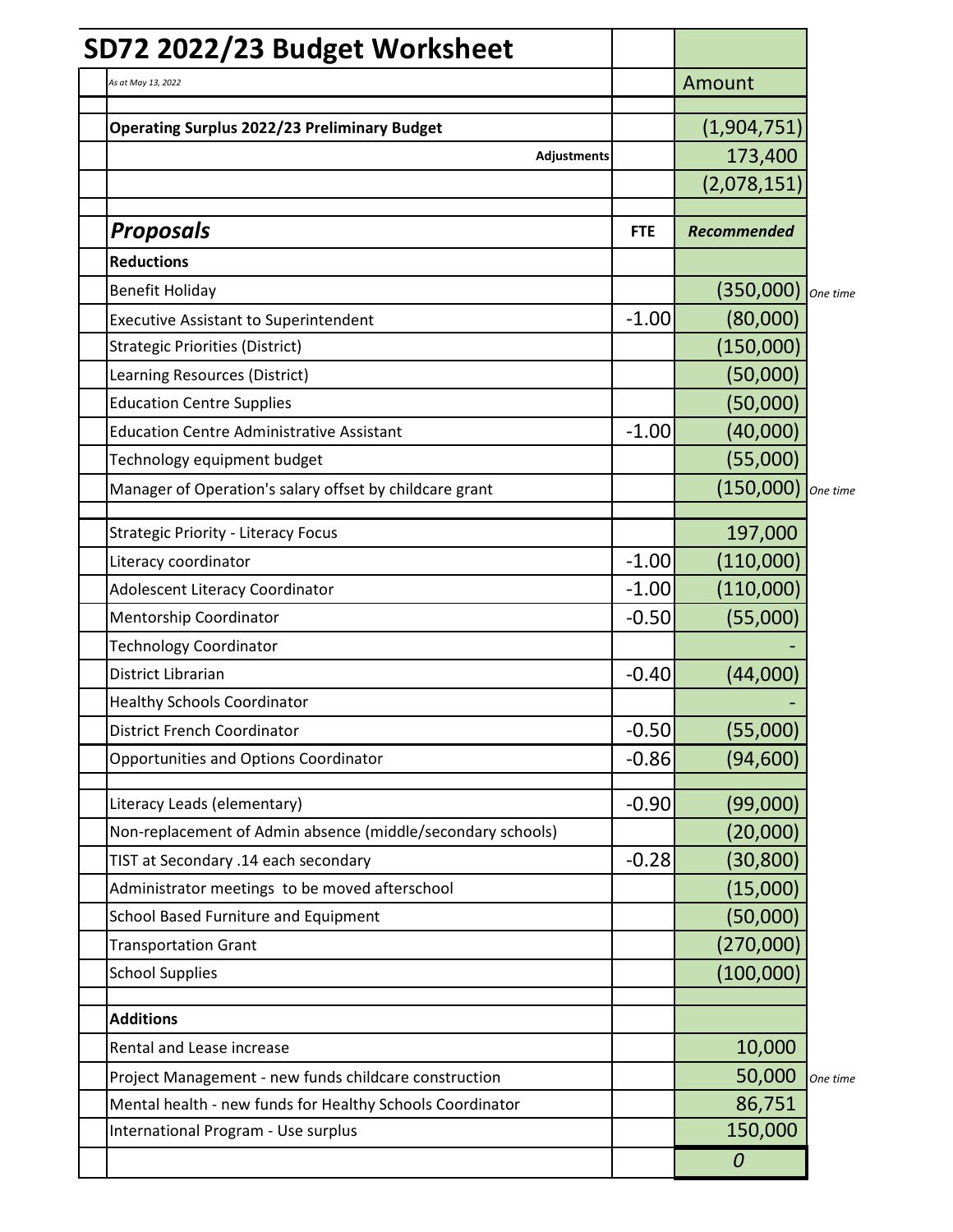# SD72 2022/23 Budget Worksheet

| | FTE | Amount | |
|---|---|---|---|
| *As at May 13, 2022* | | | |
| **Operating Surplus 2022/23 Preliminary Budget** | | (1,904,751) | |
| **Adjustments** | | 173,400 | |
| | | (2,078,151) | |
| ***Proposals*** | **FTE** | ***Recommended*** | |
| **Reductions** | | | |
| Benefit Holiday | | (350,000) | *One time* |
| Executive Assistant to Superintendent | -1.00 | (80,000) | |
| Strategic Priorities (District) | | (150,000) | |
| Learning Resources (District) | | (50,000) | |
| Education Centre Supplies | | (50,000) | |
| Education Centre Administrative Assistant | -1.00 | (40,000) | |
| Technology equipment budget | | (55,000) | |
| Manager of Operation's salary offset by childcare grant | | (150,000) | *One time* |
| Strategic Priority - Literacy Focus | | 197,000 | |
| Literacy coordinator | -1.00 | (110,000) | |
| Adolescent Literacy Coordinator | -1.00 | (110,000) | |
| Mentorship Coordinator | -0.50 | (55,000) | |
| Technology Coordinator | | - | |
| District Librarian | -0.40 | (44,000) | |
| Healthy Schools Coordinator | | - | |
| District French Coordinator | -0.50 | (55,000) | |
| Opportunities and Options Coordinator | -0.86 | (94,600) | |
| Literacy Leads (elementary) | -0.90 | (99,000) | |
| Non-replacement of Admin absence (middle/secondary schools) | | (20,000) | |
| TIST at Secondary .14 each secondary | -0.28 | (30,800) | |
| Administrator meetings to be moved afterschool | | (15,000) | |
| School Based Furniture and Equipment | | (50,000) | |
| Transportation Grant | | (270,000) | |
| School Supplies | | (100,000) | |
| **Additions** | | | |
| Rental and Lease increase | | 10,000 | |
| Project Management - new funds childcare construction | | 50,000 | *One time* |
| Mental health - new funds for Healthy Schools Coordinator | | 86,751 | |
| International Program - Use surplus | | 150,000 | |
| | | *0* | |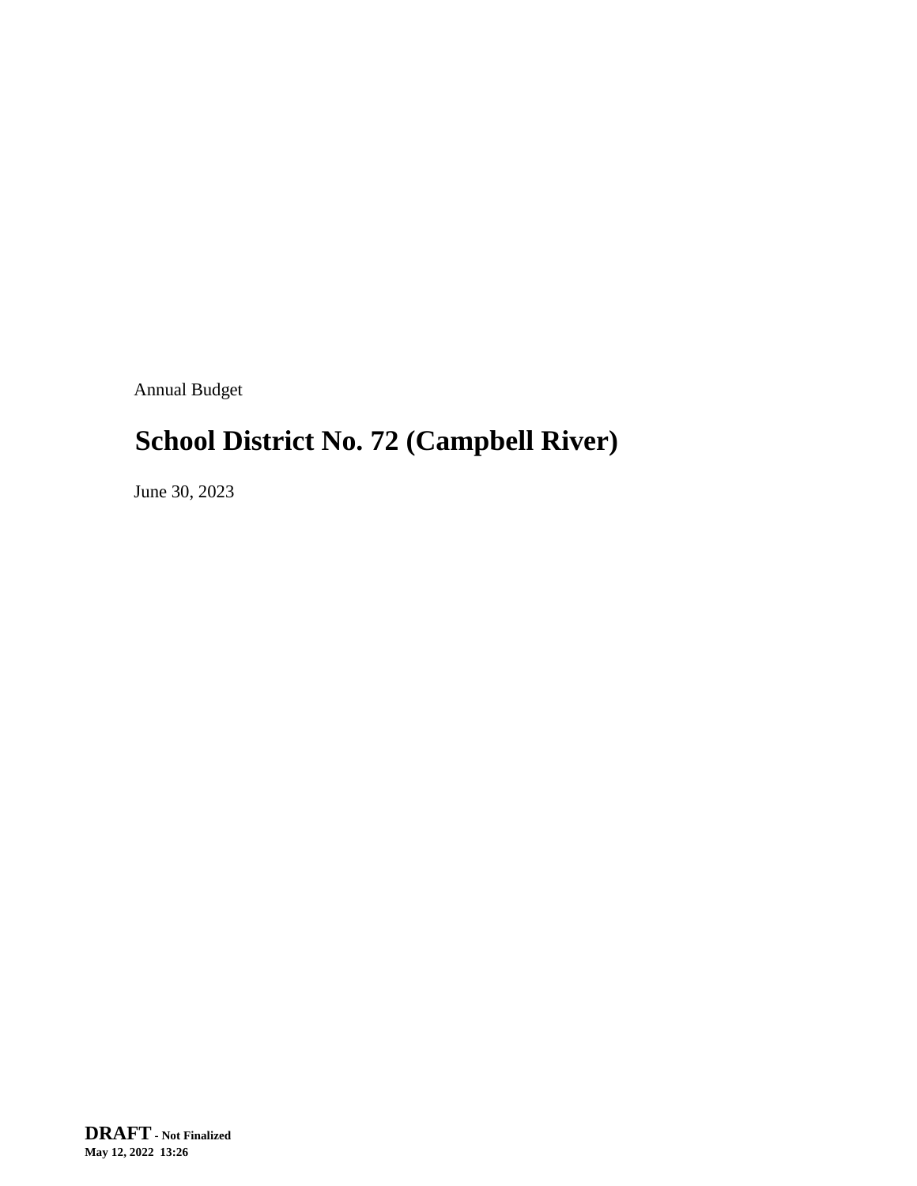Annual Budget

# School District No. 72 (Campbell River)

June 30, 2023

**DRAFT** **- Not Finalized**
**May 12, 2022 13:26**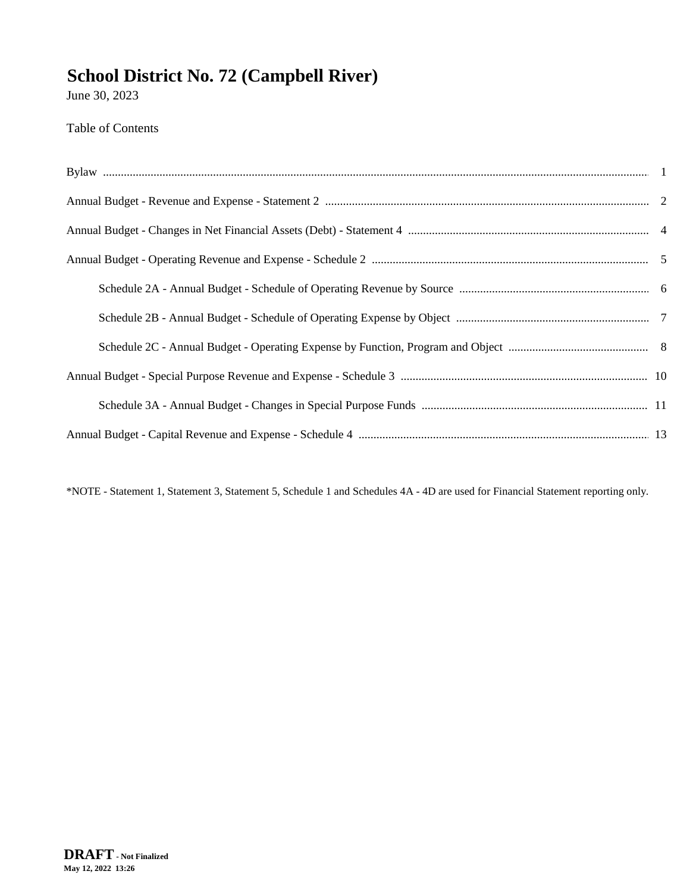# School District No. 72 (Campbell River)

June 30, 2023

Table of Contents

| | |
|---|---|
| Bylaw | 1 |
| Annual Budget - Revenue and Expense - Statement 2 | 2 |
| Annual Budget - Changes in Net Financial Assets (Debt) - Statement 4 | 4 |
| Annual Budget - Operating Revenue and Expense - Schedule 2 | 5 |
| Schedule 2A - Annual Budget - Schedule of Operating Revenue by Source | 6 |
| Schedule 2B - Annual Budget - Schedule of Operating Expense by Object | 7 |
| Schedule 2C - Annual Budget - Operating Expense by Function, Program and Object | 8 |
| Annual Budget - Special Purpose Revenue and Expense - Schedule 3 | 10 |
| Schedule 3A - Annual Budget - Changes in Special Purpose Funds | 11 |
| Annual Budget - Capital Revenue and Expense - Schedule 4 | 13 |

*NOTE - Statement 1, Statement 3, Statement 5, Schedule 1 and Schedules 4A - 4D are used for Financial Statement reporting only.

**DRAFT** - **Not Finalized**
**May 12, 2022 13:26**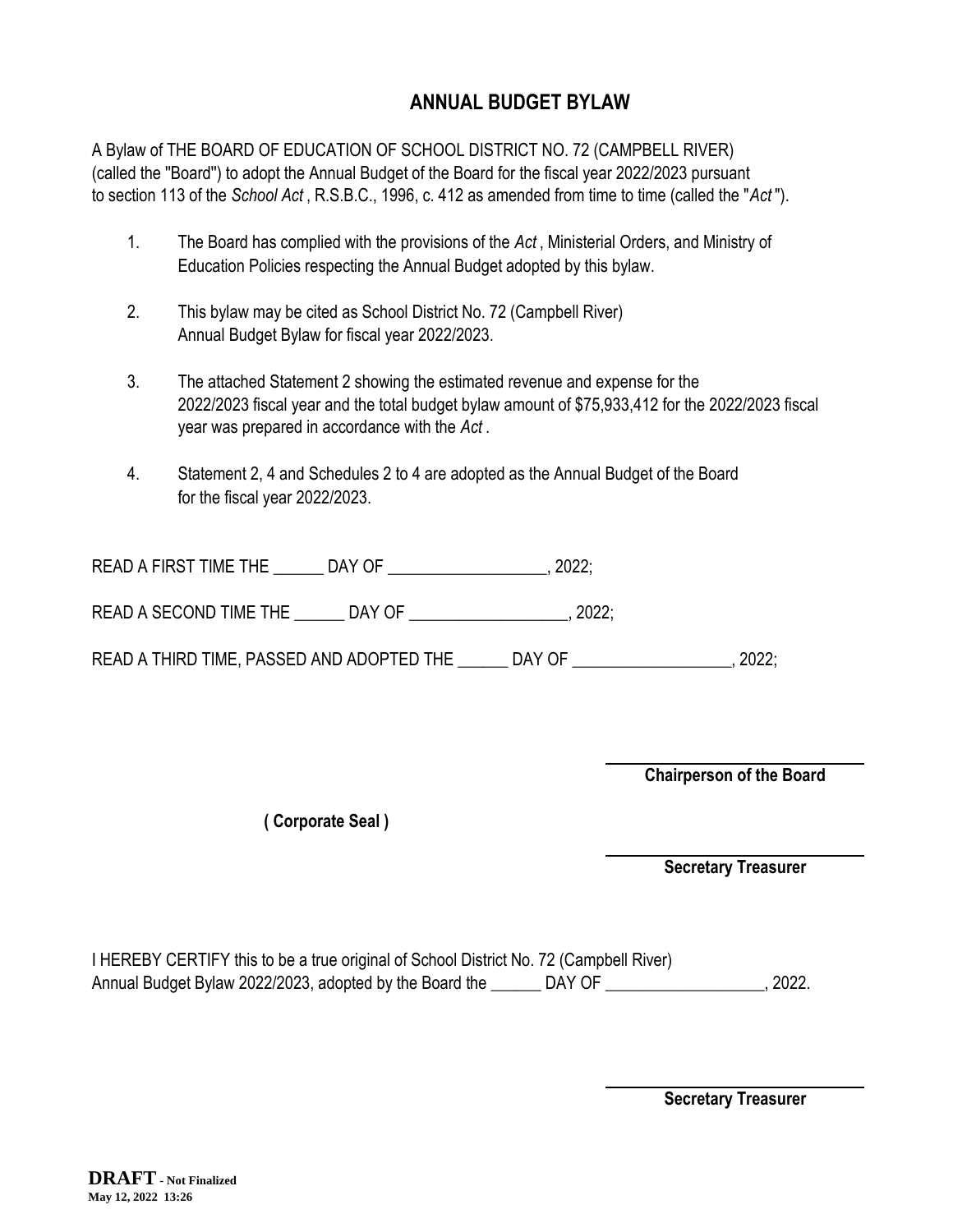# ANNUAL BUDGET BYLAW

A Bylaw of THE BOARD OF EDUCATION OF SCHOOL DISTRICT NO. 72 (CAMPBELL RIVER) (called the "Board") to adopt the Annual Budget of the Board for the fiscal year 2022/2023 pursuant to section 113 of the *School Act* , R.S.B.C., 1996, c. 412 as amended from time to time (called the "*Act* ").

1. The Board has complied with the provisions of the *Act* , Ministerial Orders, and Ministry of Education Policies respecting the Annual Budget adopted by this bylaw.

2. This bylaw may be cited as School District No. 72 (Campbell River) Annual Budget Bylaw for fiscal year 2022/2023.

3. The attached Statement 2 showing the estimated revenue and expense for the 2022/2023 fiscal year and the total budget bylaw amount of $75,933,412 for the 2022/2023 fiscal year was prepared in accordance with the *Act* .

4. Statement 2, 4 and Schedules 2 to 4 are adopted as the Annual Budget of the Board for the fiscal year 2022/2023.

READ A FIRST TIME THE ______ DAY OF ___________________, 2022;

READ A SECOND TIME THE ______ DAY OF ___________________, 2022;

READ A THIRD TIME, PASSED AND ADOPTED THE ______ DAY OF ___________________, 2022;

______________________

**Chairperson of the Board**

**( Corporate Seal )**

______________________

**Secretary Treasurer**

I HEREBY CERTIFY this to be a true original of School District No. 72 (Campbell River) Annual Budget Bylaw 2022/2023, adopted by the Board the ______ DAY OF ___________________, 2022.

______________________

**Secretary Treasurer**

**DRAFT** - **Not Finalized**
**May 12, 2022 13:26**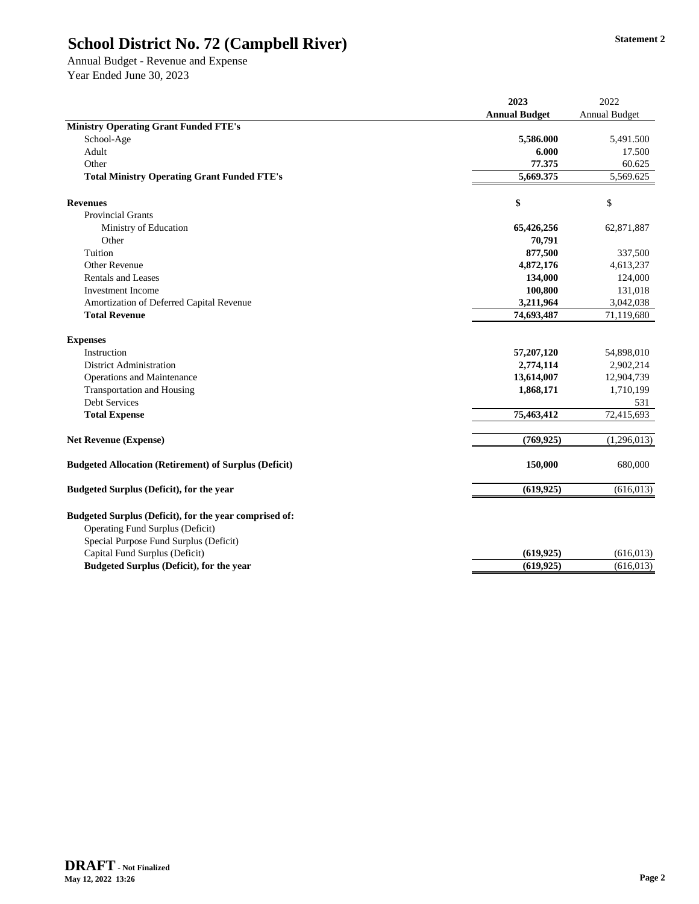# School District No. 72 (Campbell River)

**Statement 2**

Annual Budget - Revenue and Expense
Year Ended June 30, 2023

| | 2023 Annual Budget | 2022 Annual Budget |
|---|---|---|
| **Ministry Operating Grant Funded FTE's** | | |
| School-Age | **5,586.000** | 5,491.500 |
| Adult | **6.000** | 17.500 |
| Other | **77.375** | 60.625 |
| **Total Ministry Operating Grant Funded FTE's** | **5,669.375** | 5,569.625 |
| | | |
| **Revenues** | **$** | $ |
| Provincial Grants | | |
| Ministry of Education | **65,426,256** | 62,871,887 |
| Other | **70,791** | |
| Tuition | **877,500** | 337,500 |
| Other Revenue | **4,872,176** | 4,613,237 |
| Rentals and Leases | **134,000** | 124,000 |
| Investment Income | **100,800** | 131,018 |
| Amortization of Deferred Capital Revenue | **3,211,964** | 3,042,038 |
| **Total Revenue** | **74,693,487** | 71,119,680 |
| | | |
| **Expenses** | | |
| Instruction | **57,207,120** | 54,898,010 |
| District Administration | **2,774,114** | 2,902,214 |
| Operations and Maintenance | **13,614,007** | 12,904,739 |
| Transportation and Housing | **1,868,171** | 1,710,199 |
| Debt Services | | 531 |
| **Total Expense** | **75,463,412** | 72,415,693 |
| | | |
| **Net Revenue (Expense)** | **(769,925)** | (1,296,013) |
| | | |
| **Budgeted Allocation (Retirement) of Surplus (Deficit)** | **150,000** | 680,000 |
| | | |
| **Budgeted Surplus (Deficit), for the year** | **(619,925)** | (616,013) |
| | | |
| **Budgeted Surplus (Deficit), for the year comprised of:** | | |
| Operating Fund Surplus (Deficit) | | |
| Special Purpose Fund Surplus (Deficit) | | |
| Capital Fund Surplus (Deficit) | **(619,925)** | (616,013) |
| **Budgeted Surplus (Deficit), for the year** | **(619,925)** | (616,013) |

**DRAFT** - Not Finalized
May 12, 2022 13:26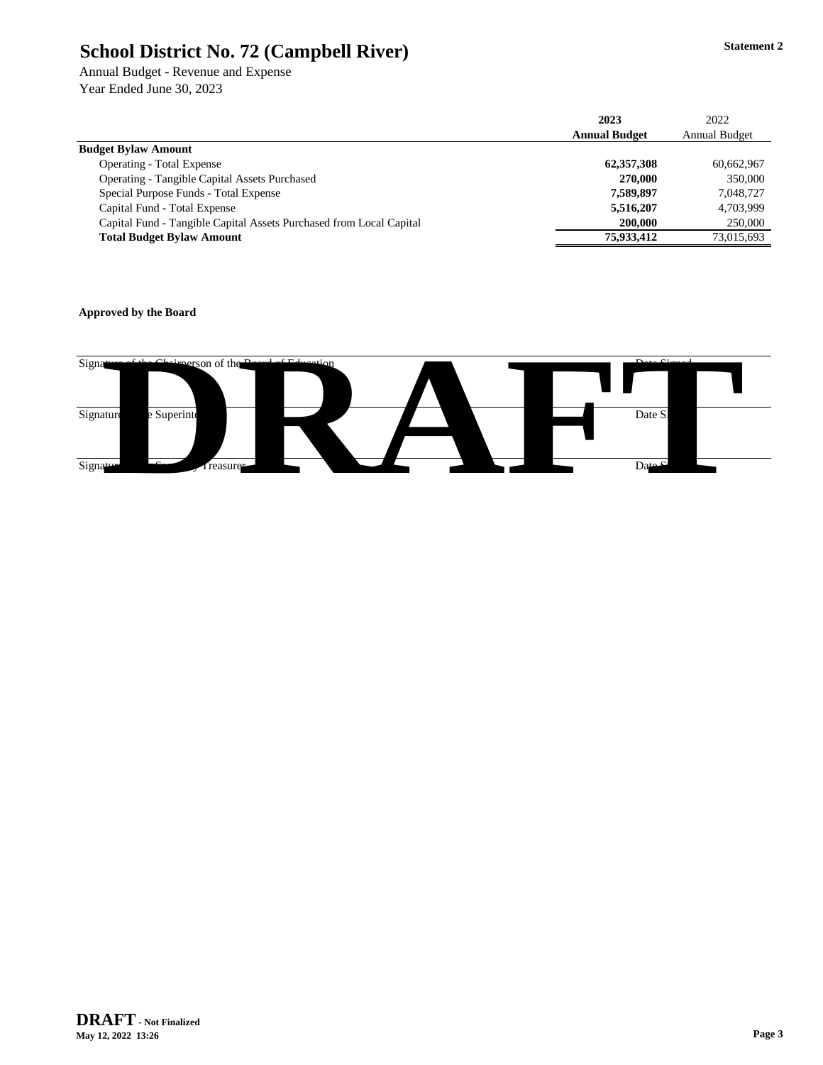# School District No. 72 (Campbell River)

**Statement 2**

Annual Budget - Revenue and Expense
Year Ended June 30, 2023

| | **2023 Annual Budget** | 2022 Annual Budget |
|---|---|---|
| **Budget Bylaw Amount** | | |
| Operating - Total Expense | **62,357,308** | 60,662,967 |
| Operating - Tangible Capital Assets Purchased | **270,000** | 350,000 |
| Special Purpose Funds - Total Expense | **7,589,897** | 7,048,727 |
| Capital Fund - Total Expense | **5,516,207** | 4,703,999 |
| Capital Fund - Tangible Capital Assets Purchased from Local Capital | **200,000** | 250,000 |
| **Total Budget Bylaw Amount** | **75,933,412** | 73,015,693 |

**Approved by the Board**

Signature of the Chairperson of the Board of Education — Date Signed

Signature of the Superintendent — Date Signed

Signature of the Secretary Treasurer — Date Signed

DRAFT

**DRAFT - Not Finalized**
**May 12, 2022 13:26**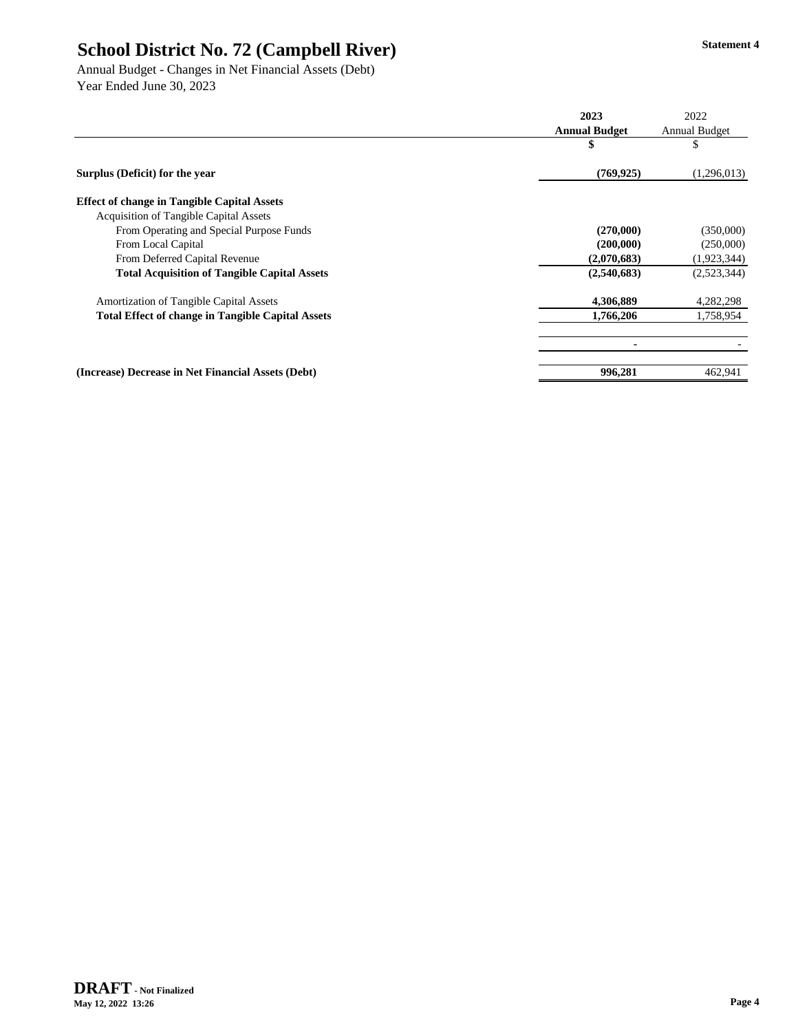# School District No. 72 (Campbell River)

Statement 4

Annual Budget - Changes in Net Financial Assets (Debt)
Year Ended June 30, 2023

| | 2023 Annual Budget | 2022 Annual Budget |
|---|---|---|
| | $ | $ |
| **Surplus (Deficit) for the year** | **(769,925)** | (1,296,013) |
| **Effect of change in Tangible Capital Assets** | | |
| Acquisition of Tangible Capital Assets | | |
| From Operating and Special Purpose Funds | **(270,000)** | (350,000) |
| From Local Capital | **(200,000)** | (250,000) |
| From Deferred Capital Revenue | **(2,070,683)** | (1,923,344) |
| **Total Acquisition of Tangible Capital Assets** | **(2,540,683)** | (2,523,344) |
| Amortization of Tangible Capital Assets | **4,306,889** | 4,282,298 |
| **Total Effect of change in Tangible Capital Assets** | **1,766,206** | 1,758,954 |
| | **-** | - |
| **(Increase) Decrease in Net Financial Assets (Debt)** | **996,281** | 462,941 |

**DRAFT** - Not Finalized
May 12, 2022 13:26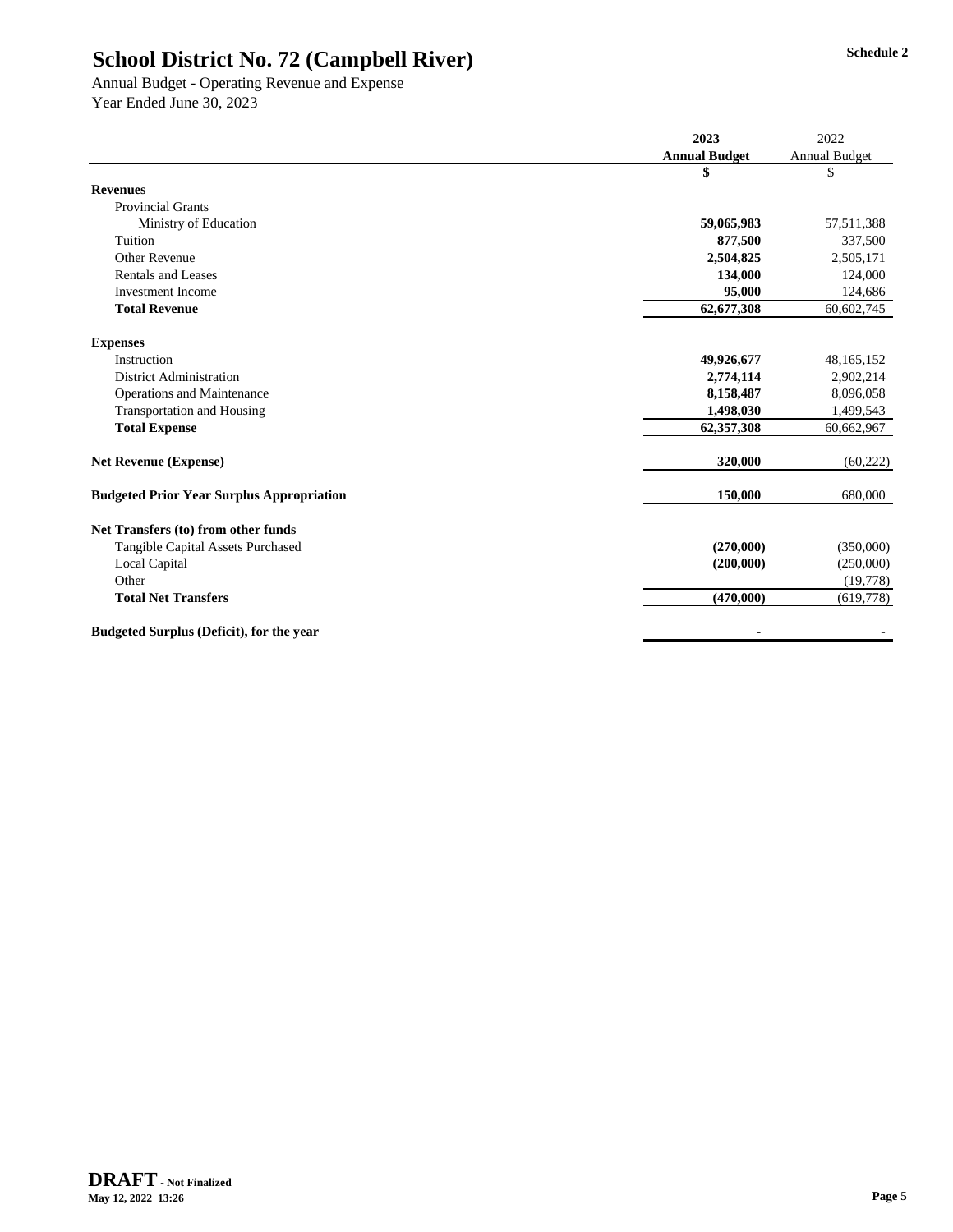# School District No. 72 (Campbell River)

Schedule 2

Annual Budget - Operating Revenue and Expense
Year Ended June 30, 2023

| | 2023 Annual Budget | 2022 Annual Budget |
|---|---|---|
| | **$** | $ |
| **Revenues** | | |
| Provincial Grants | | |
| Ministry of Education | **59,065,983** | 57,511,388 |
| Tuition | **877,500** | 337,500 |
| Other Revenue | **2,504,825** | 2,505,171 |
| Rentals and Leases | **134,000** | 124,000 |
| Investment Income | **95,000** | 124,686 |
| **Total Revenue** | **62,677,308** | 60,602,745 |
| **Expenses** | | |
| Instruction | **49,926,677** | 48,165,152 |
| District Administration | **2,774,114** | 2,902,214 |
| Operations and Maintenance | **8,158,487** | 8,096,058 |
| Transportation and Housing | **1,498,030** | 1,499,543 |
| **Total Expense** | **62,357,308** | 60,662,967 |
| **Net Revenue (Expense)** | **320,000** | (60,222) |
| **Budgeted Prior Year Surplus Appropriation** | **150,000** | 680,000 |
| **Net Transfers (to) from other funds** | | |
| Tangible Capital Assets Purchased | **(270,000)** | (350,000) |
| Local Capital | **(200,000)** | (250,000) |
| Other | | (19,778) |
| **Total Net Transfers** | **(470,000)** | (619,778) |
| **Budgeted Surplus (Deficit), for the year** | **-** | - |

**DRAFT - Not Finalized**
**May 12, 2022 13:26**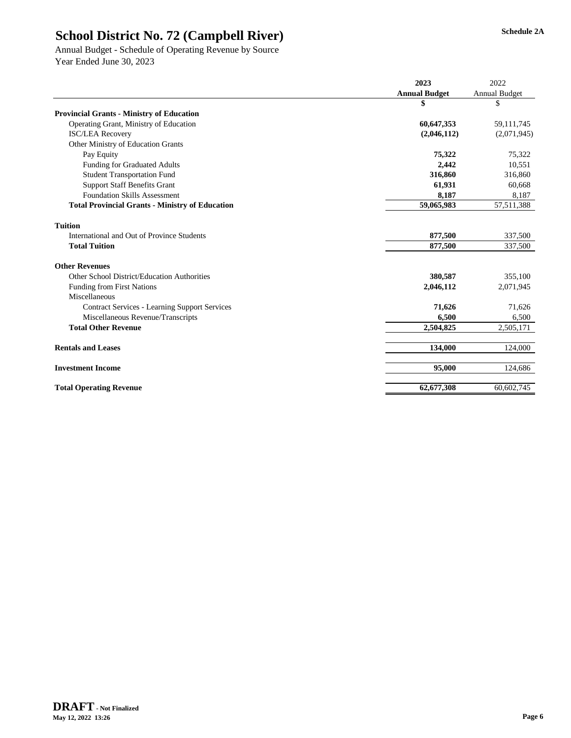# School District No. 72 (Campbell River)

Schedule 2A

Annual Budget - Schedule of Operating Revenue by Source
Year Ended June 30, 2023

| | 2023 Annual Budget | 2022 Annual Budget |
|---|---|---|
| | $ | $ |
| **Provincial Grants - Ministry of Education** | | |
| Operating Grant, Ministry of Education | **60,647,353** | 59,111,745 |
| ISC/LEA Recovery | **(2,046,112)** | (2,071,945) |
| Other Ministry of Education Grants | | |
| Pay Equity | **75,322** | 75,322 |
| Funding for Graduated Adults | **2,442** | 10,551 |
| Student Transportation Fund | **316,860** | 316,860 |
| Support Staff Benefits Grant | **61,931** | 60,668 |
| Foundation Skills Assessment | **8,187** | 8,187 |
| **Total Provincial Grants - Ministry of Education** | **59,065,983** | 57,511,388 |
| | | |
| **Tuition** | | |
| International and Out of Province Students | **877,500** | 337,500 |
| **Total Tuition** | **877,500** | 337,500 |
| | | |
| **Other Revenues** | | |
| Other School District/Education Authorities | **380,587** | 355,100 |
| Funding from First Nations | **2,046,112** | 2,071,945 |
| Miscellaneous | | |
| Contract Services - Learning Support Services | **71,626** | 71,626 |
| Miscellaneous Revenue/Transcripts | **6,500** | 6,500 |
| **Total Other Revenue** | **2,504,825** | 2,505,171 |
| | | |
| **Rentals and Leases** | **134,000** | 124,000 |
| | | |
| **Investment Income** | **95,000** | 124,686 |
| | | |
| **Total Operating Revenue** | **62,677,308** | 60,602,745 |

**DRAFT** - Not Finalized
May 12, 2022 13:26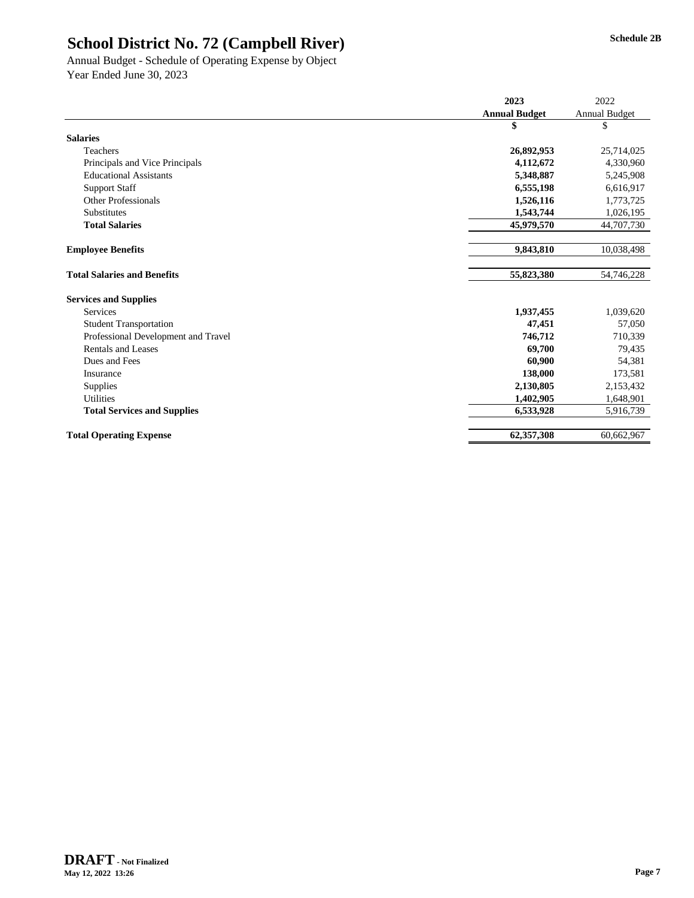# School District No. 72 (Campbell River)

**Schedule 2B**

Annual Budget - Schedule of Operating Expense by Object
Year Ended June 30, 2023

| | 2023 Annual Budget | 2022 Annual Budget |
|---|---|---|
| | **$** | $ |
| **Salaries** | | |
| Teachers | **26,892,953** | 25,714,025 |
| Principals and Vice Principals | **4,112,672** | 4,330,960 |
| Educational Assistants | **5,348,887** | 5,245,908 |
| Support Staff | **6,555,198** | 6,616,917 |
| Other Professionals | **1,526,116** | 1,773,725 |
| Substitutes | **1,543,744** | 1,026,195 |
| **Total Salaries** | **45,979,570** | 44,707,730 |
| | | |
| **Employee Benefits** | **9,843,810** | 10,038,498 |
| | | |
| **Total Salaries and Benefits** | **55,823,380** | 54,746,228 |
| | | |
| **Services and Supplies** | | |
| Services | **1,937,455** | 1,039,620 |
| Student Transportation | **47,451** | 57,050 |
| Professional Development and Travel | **746,712** | 710,339 |
| Rentals and Leases | **69,700** | 79,435 |
| Dues and Fees | **60,900** | 54,381 |
| Insurance | **138,000** | 173,581 |
| Supplies | **2,130,805** | 2,153,432 |
| Utilities | **1,402,905** | 1,648,901 |
| **Total Services and Supplies** | **6,533,928** | 5,916,739 |
| | | |
| **Total Operating Expense** | **62,357,308** | 60,662,967 |

**DRAFT - Not Finalized**
**May 12, 2022 13:26**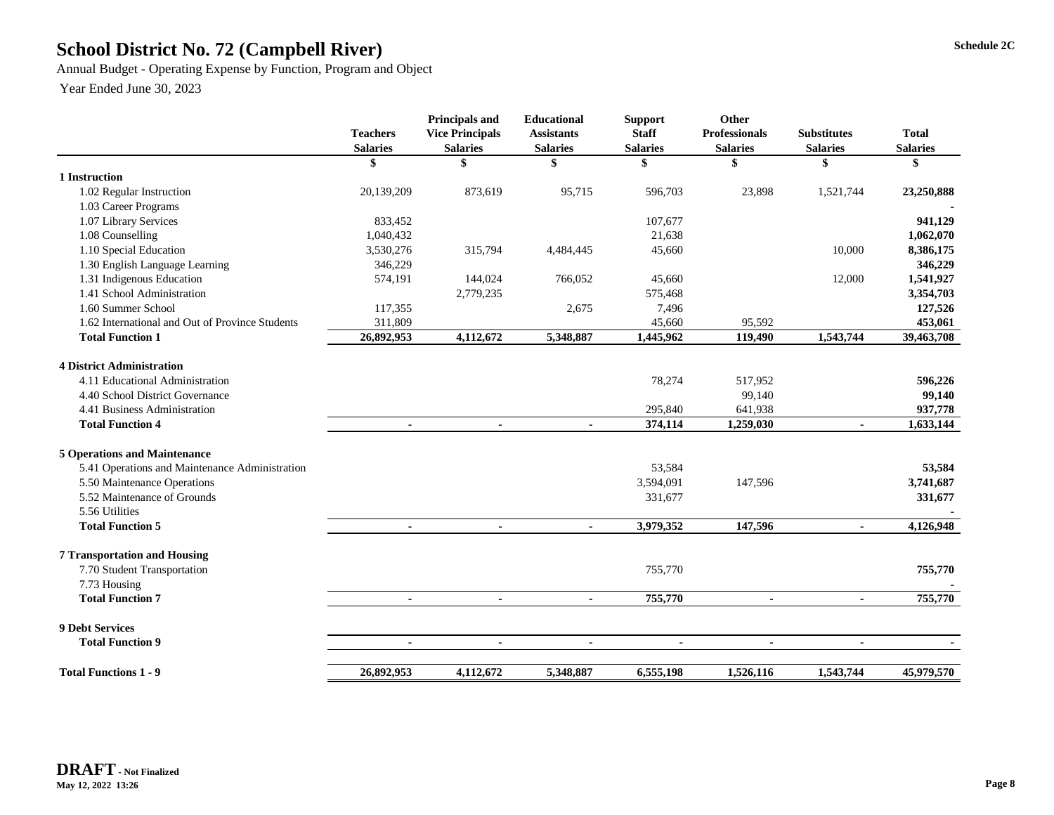# School District No. 72 (Campbell River)

Schedule 2C

Annual Budget - Operating Expense by Function, Program and Object

Year Ended June 30, 2023

| | Teachers Salaries | Principals and Vice Principals Salaries | Educational Assistants Salaries | Support Staff Salaries | Other Professionals Salaries | Substitutes Salaries | Total Salaries |
|---|---|---|---|---|---|---|---|
| | $ | $ | $ | $ | $ | $ | $ |
| **1 Instruction** | | | | | | | |
| 1.02 Regular Instruction | 20,139,209 | 873,619 | 95,715 | 596,703 | 23,898 | 1,521,744 | **23,250,888** |
| 1.03 Career Programs | | | | | | | **-** |
| 1.07 Library Services | 833,452 | | | 107,677 | | | **941,129** |
| 1.08 Counselling | 1,040,432 | | | 21,638 | | | **1,062,070** |
| 1.10 Special Education | 3,530,276 | 315,794 | 4,484,445 | 45,660 | | 10,000 | **8,386,175** |
| 1.30 English Language Learning | 346,229 | | | | | | **346,229** |
| 1.31 Indigenous Education | 574,191 | 144,024 | 766,052 | 45,660 | | 12,000 | **1,541,927** |
| 1.41 School Administration | | 2,779,235 | | 575,468 | | | **3,354,703** |
| 1.60 Summer School | 117,355 | | 2,675 | 7,496 | | | **127,526** |
| 1.62 International and Out of Province Students | 311,809 | | | 45,660 | 95,592 | | **453,061** |
| **Total Function 1** | **26,892,953** | **4,112,672** | **5,348,887** | **1,445,962** | **119,490** | **1,543,744** | **39,463,708** |
| **4 District Administration** | | | | | | | |
| 4.11 Educational Administration | | | | 78,274 | 517,952 | | **596,226** |
| 4.40 School District Governance | | | | | 99,140 | | **99,140** |
| 4.41 Business Administration | | | | 295,840 | 641,938 | | **937,778** |
| **Total Function 4** | **-** | **-** | **-** | **374,114** | **1,259,030** | **-** | **1,633,144** |
| **5 Operations and Maintenance** | | | | | | | |
| 5.41 Operations and Maintenance Administration | | | | 53,584 | | | **53,584** |
| 5.50 Maintenance Operations | | | | 3,594,091 | 147,596 | | **3,741,687** |
| 5.52 Maintenance of Grounds | | | | 331,677 | | | **331,677** |
| 5.56 Utilities | | | | | | | **-** |
| **Total Function 5** | **-** | **-** | **-** | **3,979,352** | **147,596** | **-** | **4,126,948** |
| **7 Transportation and Housing** | | | | | | | |
| 7.70 Student Transportation | | | | 755,770 | | | **755,770** |
| 7.73 Housing | | | | | | | - |
| **Total Function 7** | **-** | **-** | **-** | **755,770** | **-** | **-** | **755,770** |
| **9 Debt Services** | | | | | | | |
| **Total Function 9** | **-** | **-** | **-** | **-** | **-** | **-** | **-** |
| **Total Functions 1 - 9** | **26,892,953** | **4,112,672** | **5,348,887** | **6,555,198** | **1,526,116** | **1,543,744** | **45,979,570** |

**DRAFT - Not Finalized**
**May 12, 2022 13:26**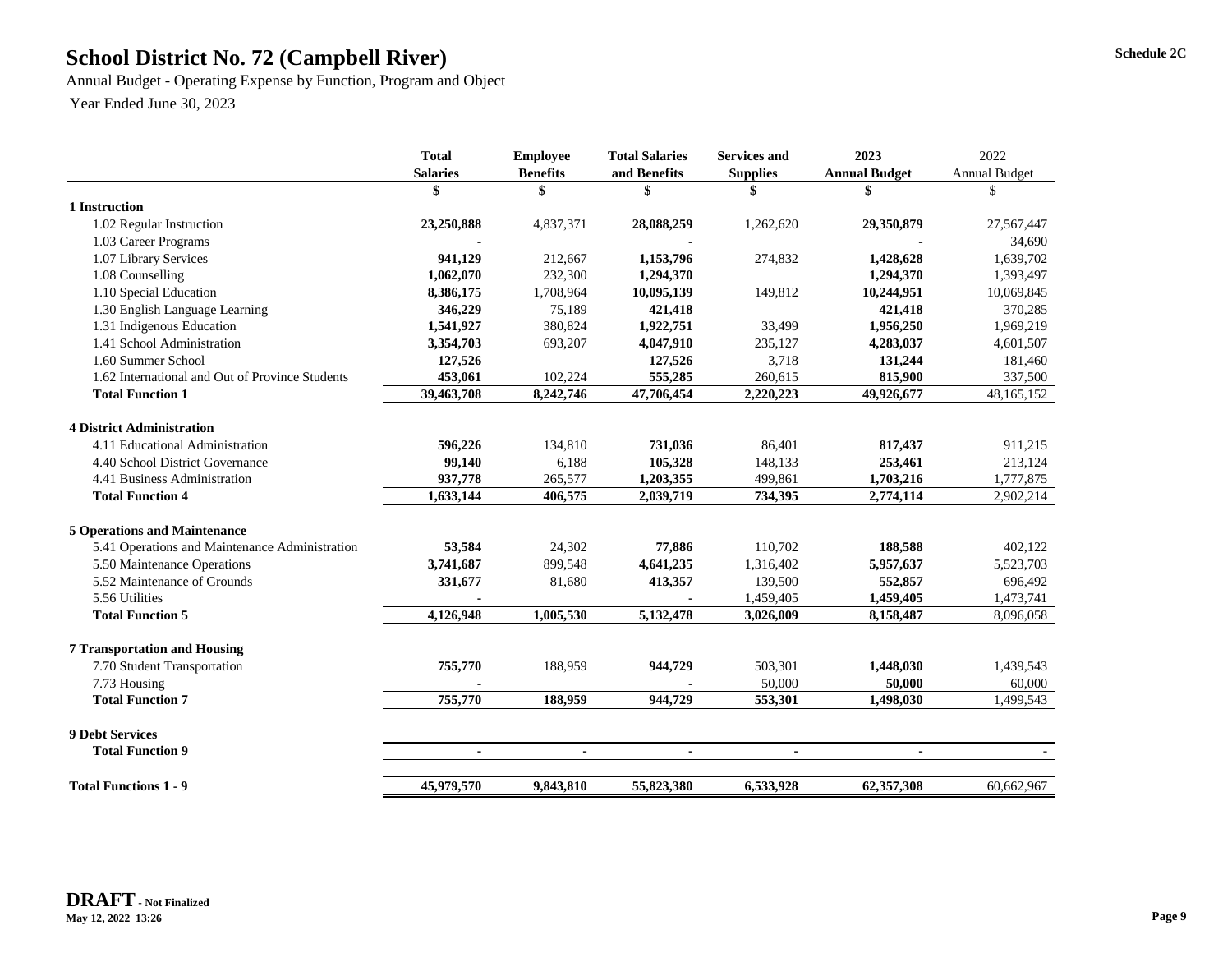# School District No. 72 (Campbell River)

**Schedule 2C**

Annual Budget - Operating Expense by Function, Program and Object

Year Ended June 30, 2023

| | Total Salaries | Employee Benefits | Total Salaries and Benefits | Services and Supplies | 2023 Annual Budget | 2022 Annual Budget |
|---|---|---|---|---|---|---|
| | $ | $ | $ | $ | $ | $ |
| **1 Instruction** | | | | | | |
| 1.02 Regular Instruction | **23,250,888** | 4,837,371 | **28,088,259** | 1,262,620 | **29,350,879** | 27,567,447 |
| 1.03 Career Programs | **-** | | **-** | | **-** | 34,690 |
| 1.07 Library Services | **941,129** | 212,667 | **1,153,796** | 274,832 | **1,428,628** | 1,639,702 |
| 1.08 Counselling | **1,062,070** | 232,300 | **1,294,370** | | **1,294,370** | 1,393,497 |
| 1.10 Special Education | **8,386,175** | 1,708,964 | **10,095,139** | 149,812 | **10,244,951** | 10,069,845 |
| 1.30 English Language Learning | **346,229** | 75,189 | **421,418** | | **421,418** | 370,285 |
| 1.31 Indigenous Education | **1,541,927** | 380,824 | **1,922,751** | 33,499 | **1,956,250** | 1,969,219 |
| 1.41 School Administration | **3,354,703** | 693,207 | **4,047,910** | 235,127 | **4,283,037** | 4,601,507 |
| 1.60 Summer School | **127,526** | | **127,526** | 3,718 | **131,244** | 181,460 |
| 1.62 International and Out of Province Students | **453,061** | 102,224 | **555,285** | 260,615 | **815,900** | 337,500 |
| **Total Function 1** | **39,463,708** | **8,242,746** | **47,706,454** | **2,220,223** | **49,926,677** | 48,165,152 |
| **4 District Administration** | | | | | | |
| 4.11 Educational Administration | **596,226** | 134,810 | **731,036** | 86,401 | **817,437** | 911,215 |
| 4.40 School District Governance | **99,140** | 6,188 | **105,328** | 148,133 | **253,461** | 213,124 |
| 4.41 Business Administration | **937,778** | 265,577 | **1,203,355** | 499,861 | **1,703,216** | 1,777,875 |
| **Total Function 4** | **1,633,144** | **406,575** | **2,039,719** | **734,395** | **2,774,114** | 2,902,214 |
| **5 Operations and Maintenance** | | | | | | |
| 5.41 Operations and Maintenance Administration | **53,584** | 24,302 | **77,886** | 110,702 | **188,588** | 402,122 |
| 5.50 Maintenance Operations | **3,741,687** | 899,548 | **4,641,235** | 1,316,402 | **5,957,637** | 5,523,703 |
| 5.52 Maintenance of Grounds | **331,677** | 81,680 | **413,357** | 139,500 | **552,857** | 696,492 |
| 5.56 Utilities | **-** | | **-** | 1,459,405 | **1,459,405** | 1,473,741 |
| **Total Function 5** | **4,126,948** | **1,005,530** | **5,132,478** | **3,026,009** | **8,158,487** | 8,096,058 |
| **7 Transportation and Housing** | | | | | | |
| 7.70 Student Transportation | **755,770** | 188,959 | **944,729** | 503,301 | **1,448,030** | 1,439,543 |
| 7.73 Housing | **-** | | **-** | 50,000 | **50,000** | 60,000 |
| **Total Function 7** | **755,770** | **188,959** | **944,729** | **553,301** | **1,498,030** | 1,499,543 |
| **9 Debt Services** | | | | | | |
| **Total Function 9** | **-** | **-** | **-** | **-** | **-** | - |
| **Total Functions 1 - 9** | **45,979,570** | **9,843,810** | **55,823,380** | **6,533,928** | **62,357,308** | 60,662,967 |

**DRAFT - Not Finalized**
**May 12, 2022 13:26**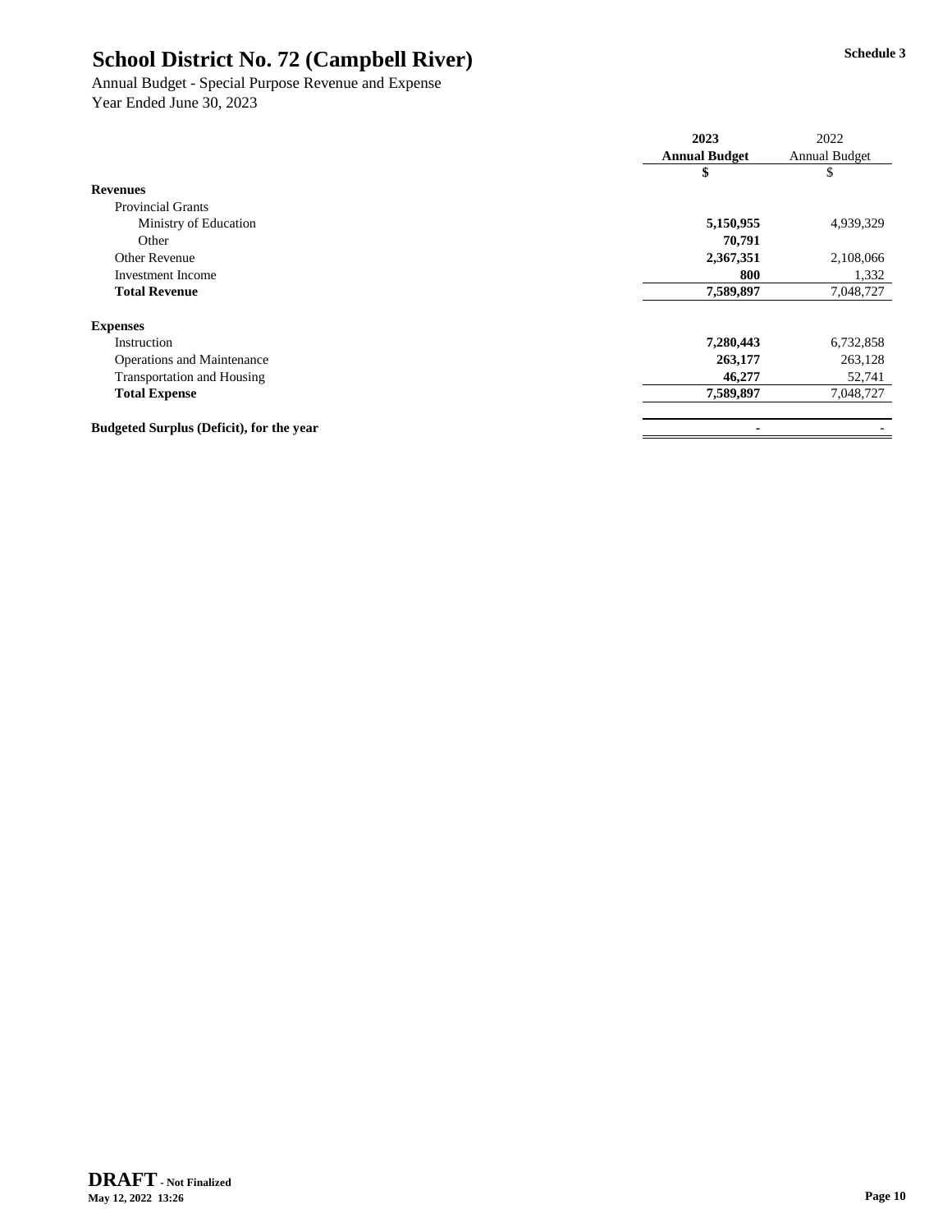# School District No. 72 (Campbell River)

**Schedule 3**

Annual Budget - Special Purpose Revenue and Expense
Year Ended June 30, 2023

| | 2023 Annual Budget | 2022 Annual Budget |
|---|---|---|
| | $ | $ |
| **Revenues** | | |
| Provincial Grants | | |
| Ministry of Education | **5,150,955** | 4,939,329 |
| Other | **70,791** | |
| Other Revenue | **2,367,351** | 2,108,066 |
| Investment Income | **800** | 1,332 |
| **Total Revenue** | **7,589,897** | 7,048,727 |
| | | |
| **Expenses** | | |
| Instruction | **7,280,443** | 6,732,858 |
| Operations and Maintenance | **263,177** | 263,128 |
| Transportation and Housing | **46,277** | 52,741 |
| **Total Expense** | **7,589,897** | 7,048,727 |
| | | |
| **Budgeted Surplus (Deficit), for the year** | **-** | - |

**DRAFT - Not Finalized**
**May 12, 2022 13:26**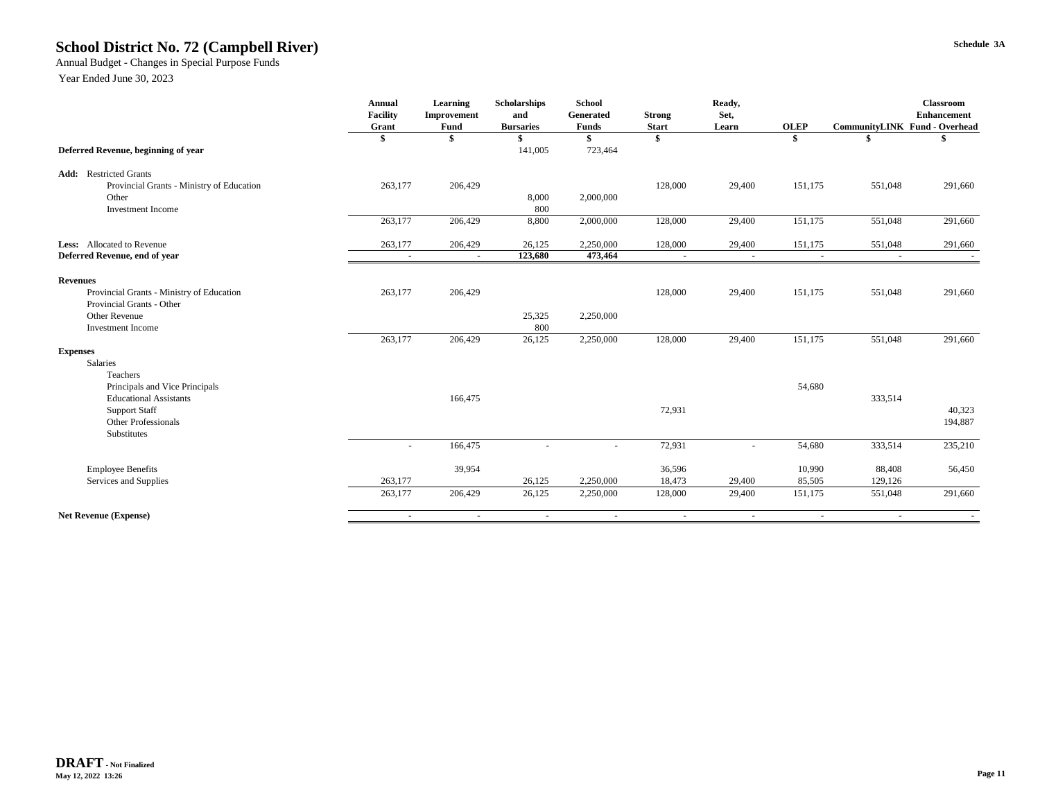# School District No. 72 (Campbell River)

Schedule 3A

Annual Budget - Changes in Special Purpose Funds

Year Ended June 30, 2023

| | Annual Facility Grant | Learning Improvement Fund | Scholarships and Bursaries | School Generated Funds | Strong Start | Ready, Set, Learn | OLEP | CommunityLINK | Classroom Enhancement Fund - Overhead |
|---|---|---|---|---|---|---|---|---|---|
| | $ | $ | $ | $ | $ | | $ | $ | $ |
| **Deferred Revenue, beginning of year** | | | 141,005 | 723,464 | | | | | |
| **Add:** Restricted Grants | | | | | | | | | |
| Provincial Grants - Ministry of Education | 263,177 | 206,429 | | | 128,000 | 29,400 | 151,175 | 551,048 | 291,660 |
| Other | | | 8,000 | 2,000,000 | | | | | |
| Investment Income | | | 800 | | | | | | |
| | 263,177 | 206,429 | 8,800 | 2,000,000 | 128,000 | 29,400 | 151,175 | 551,048 | 291,660 |
| **Less:** Allocated to Revenue | 263,177 | 206,429 | 26,125 | 2,250,000 | 128,000 | 29,400 | 151,175 | 551,048 | 291,660 |
| **Deferred Revenue, end of year** | - | - | **123,680** | **473,464** | - | - | - | - | - |
| **Revenues** | | | | | | | | | |
| Provincial Grants - Ministry of Education | 263,177 | 206,429 | | | 128,000 | 29,400 | 151,175 | 551,048 | 291,660 |
| Provincial Grants - Other | | | | | | | | | |
| Other Revenue | | | 25,325 | 2,250,000 | | | | | |
| Investment Income | | | 800 | | | | | | |
| | 263,177 | 206,429 | 26,125 | 2,250,000 | 128,000 | 29,400 | 151,175 | 551,048 | 291,660 |
| **Expenses** | | | | | | | | | |
| Salaries | | | | | | | | | |
| Teachers | | | | | | | | | |
| Principals and Vice Principals | | | | | | | 54,680 | | |
| Educational Assistants | | 166,475 | | | | | | 333,514 | |
| Support Staff | | | | | 72,931 | | | | 40,323 |
| Other Professionals | | | | | | | | | 194,887 |
| Substitutes | | | | | | | | | |
| | - | 166,475 | - | - | 72,931 | - | 54,680 | 333,514 | 235,210 |
| Employee Benefits | | 39,954 | | | 36,596 | | 10,990 | 88,408 | 56,450 |
| Services and Supplies | 263,177 | | 26,125 | 2,250,000 | 18,473 | 29,400 | 85,505 | 129,126 | |
| | 263,177 | 206,429 | 26,125 | 2,250,000 | 128,000 | 29,400 | 151,175 | 551,048 | 291,660 |
| **Net Revenue (Expense)** | - | - | - | - | - | - | - | - | - |

**DRAFT - Not Finalized**
**May 12, 2022 13:26**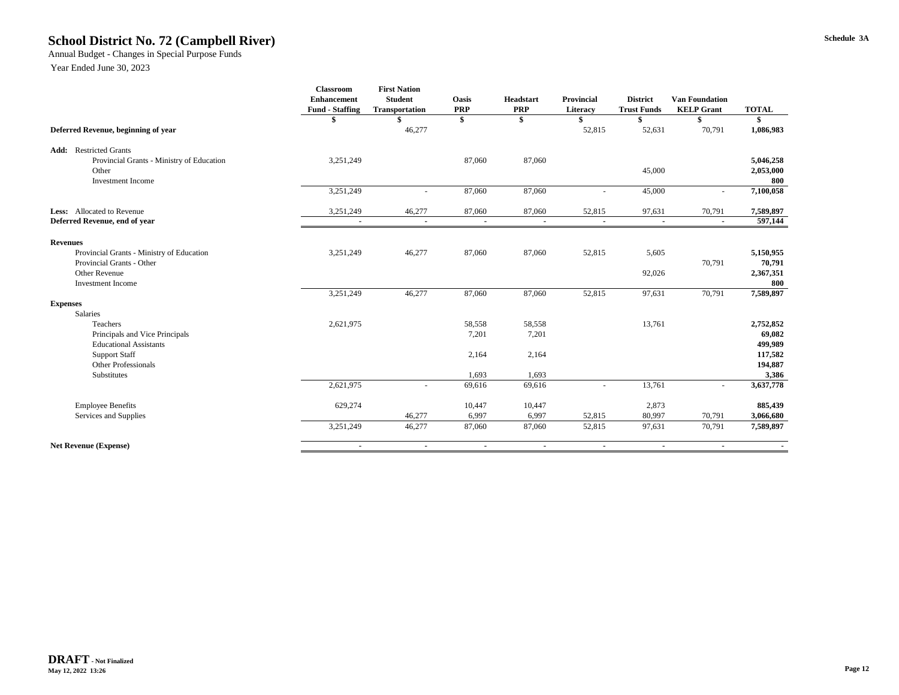# School District No. 72 (Campbell River)

Annual Budget - Changes in Special Purpose Funds

Year Ended June 30, 2023

Schedule 3A

| | Classroom Enhancement Fund - Staffing | First Nation Student Transportation | Oasis PRP | Headstart PRP | Provincial Literacy | District Trust Funds | Van Foundation KELP Grant | TOTAL |
|---|---|---|---|---|---|---|---|---|
| | $ | $ | $ | $ | $ | $ | $ | $ |
| **Deferred Revenue, beginning of year** | | 46,277 | | | 52,815 | 52,631 | 70,791 | **1,086,983** |
| **Add:** Restricted Grants | | | | | | | | |
| Provincial Grants - Ministry of Education | 3,251,249 | | 87,060 | 87,060 | | | | **5,046,258** |
| Other | | | | | | 45,000 | | **2,053,000** |
| Investment Income | | | | | | | | **800** |
| | 3,251,249 | - | 87,060 | 87,060 | - | 45,000 | - | **7,100,058** |
| **Less:** Allocated to Revenue | 3,251,249 | 46,277 | 87,060 | 87,060 | 52,815 | 97,631 | 70,791 | **7,589,897** |
| **Deferred Revenue, end of year** | - | - | - | - | - | - | - | **597,144** |
| **Revenues** | | | | | | | | |
| Provincial Grants - Ministry of Education | 3,251,249 | 46,277 | 87,060 | 87,060 | 52,815 | 5,605 | | **5,150,955** |
| Provincial Grants - Other | | | | | | | 70,791 | **70,791** |
| Other Revenue | | | | | | 92,026 | | **2,367,351** |
| Investment Income | | | | | | | | **800** |
| | 3,251,249 | 46,277 | 87,060 | 87,060 | 52,815 | 97,631 | 70,791 | **7,589,897** |
| **Expenses** | | | | | | | | |
| Salaries | | | | | | | | |
| Teachers | 2,621,975 | | 58,558 | 58,558 | | 13,761 | | **2,752,852** |
| Principals and Vice Principals | | | 7,201 | 7,201 | | | | **69,082** |
| Educational Assistants | | | | | | | | **499,989** |
| Support Staff | | | 2,164 | 2,164 | | | | **117,582** |
| Other Professionals | | | | | | | | **194,887** |
| Substitutes | | | 1,693 | 1,693 | | | | **3,386** |
| | 2,621,975 | - | 69,616 | 69,616 | - | 13,761 | - | **3,637,778** |
| Employee Benefits | 629,274 | | 10,447 | 10,447 | | 2,873 | | **885,439** |
| Services and Supplies | | 46,277 | 6,997 | 6,997 | 52,815 | 80,997 | 70,791 | **3,066,680** |
| | 3,251,249 | 46,277 | 87,060 | 87,060 | 52,815 | 97,631 | 70,791 | **7,589,897** |
| **Net Revenue (Expense)** | - | - | - | - | - | - | - | - |

**DRAFT** - Not Finalized
May 12, 2022 13:26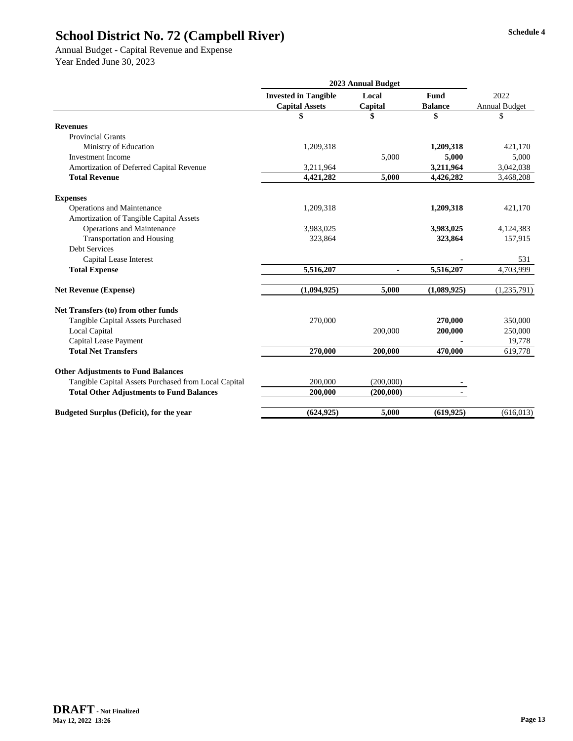# School District No. 72 (Campbell River)

Schedule 4

Annual Budget - Capital Revenue and Expense
Year Ended June 30, 2023

| | 2023 Annual Budget | | | |
|---|---|---|---|---|
| | **Invested in Tangible Capital Assets** | **Local Capital** | **Fund Balance** | 2022 Annual Budget |
| | **$** | **$** | **$** | $ |
| **Revenues** | | | | |
| Provincial Grants | | | | |
| Ministry of Education | 1,209,318 | | **1,209,318** | 421,170 |
| Investment Income | | 5,000 | **5,000** | 5,000 |
| Amortization of Deferred Capital Revenue | 3,211,964 | | **3,211,964** | 3,042,038 |
| **Total Revenue** | **4,421,282** | **5,000** | **4,426,282** | 3,468,208 |
| | | | | |
| **Expenses** | | | | |
| Operations and Maintenance | 1,209,318 | | **1,209,318** | 421,170 |
| Amortization of Tangible Capital Assets | | | | |
| Operations and Maintenance | 3,983,025 | | **3,983,025** | 4,124,383 |
| Transportation and Housing | 323,864 | | **323,864** | 157,915 |
| Debt Services | | | | |
| Capital Lease Interest | | | **-** | 531 |
| **Total Expense** | **5,516,207** | **-** | **5,516,207** | 4,703,999 |
| | | | | |
| **Net Revenue (Expense)** | **(1,094,925)** | **5,000** | **(1,089,925)** | (1,235,791) |
| | | | | |
| **Net Transfers (to) from other funds** | | | | |
| Tangible Capital Assets Purchased | 270,000 | | **270,000** | 350,000 |
| Local Capital | | 200,000 | **200,000** | 250,000 |
| Capital Lease Payment | | | **-** | 19,778 |
| **Total Net Transfers** | **270,000** | **200,000** | **470,000** | 619,778 |
| | | | | |
| **Other Adjustments to Fund Balances** | | | | |
| Tangible Capital Assets Purchased from Local Capital | 200,000 | (200,000) | **-** | |
| **Total Other Adjustments to Fund Balances** | **200,000** | **(200,000)** | **-** | |
| | | | | |
| **Budgeted Surplus (Deficit), for the year** | **(624,925)** | **5,000** | **(619,925)** | (616,013) |

**DRAFT - Not Finalized**
**May 12, 2022 13:26**